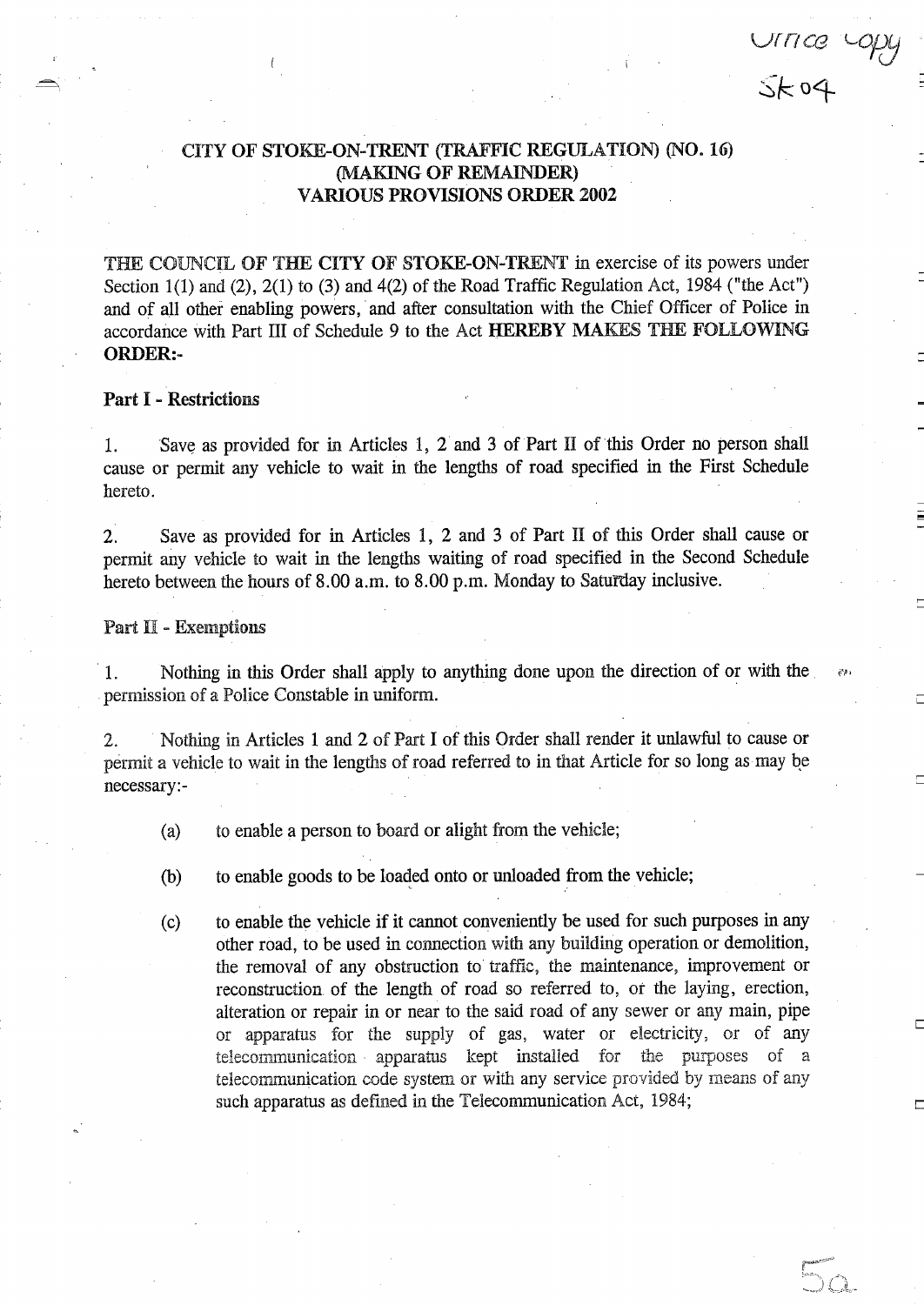Office Copy
SK04

# CITY OF STOKE-ON-TRENT (TRAFFIC REGULATION) (NO. 16) (MAKING OF REMAINDER) VARIOUS PROVISIONS ORDER 2002

**THE COUNCIL OF THE CITY OF STOKE-ON-TRENT** in exercise of its powers under Section 1(1) and (2), 2(1) to (3) and 4(2) of the Road Traffic Regulation Act, 1984 ("the Act") and of all other enabling powers, and after consultation with the Chief Officer of Police in accordance with Part III of Schedule 9 to the Act **HEREBY MAKES THE FOLLOWING ORDER:-**

## Part I - Restrictions

1. Save as provided for in Articles 1, 2 and 3 of Part II of this Order no person shall cause or permit any vehicle to wait in the lengths of road specified in the First Schedule hereto.

2. Save as provided for in Articles 1, 2 and 3 of Part II of this Order shall cause or permit any vehicle to wait in the lengths waiting of road specified in the Second Schedule hereto between the hours of 8.00 a.m. to 8.00 p.m. Monday to Saturday inclusive.

## Part II - Exemptions

1. Nothing in this Order shall apply to anything done upon the direction of or with the permission of a Police Constable in uniform.

2. Nothing in Articles 1 and 2 of Part I of this Order shall render it unlawful to cause or permit a vehicle to wait in the lengths of road referred to in that Article for so long as may be necessary:-

   (a) to enable a person to board or alight from the vehicle;

   (b) to enable goods to be loaded onto or unloaded from the vehicle;

   (c) to enable the vehicle if it cannot conveniently be used for such purposes in any other road, to be used in connection with any building operation or demolition, the removal of any obstruction to traffic, the maintenance, improvement or reconstruction of the length of road so referred to, or the laying, erection, alteration or repair in or near to the said road of any sewer or any main, pipe or apparatus for the supply of gas, water or electricity, or of any telecommunication apparatus kept installed for the purposes of a telecommunication code system or with any service provided by means of any such apparatus as defined in the Telecommunication Act, 1984;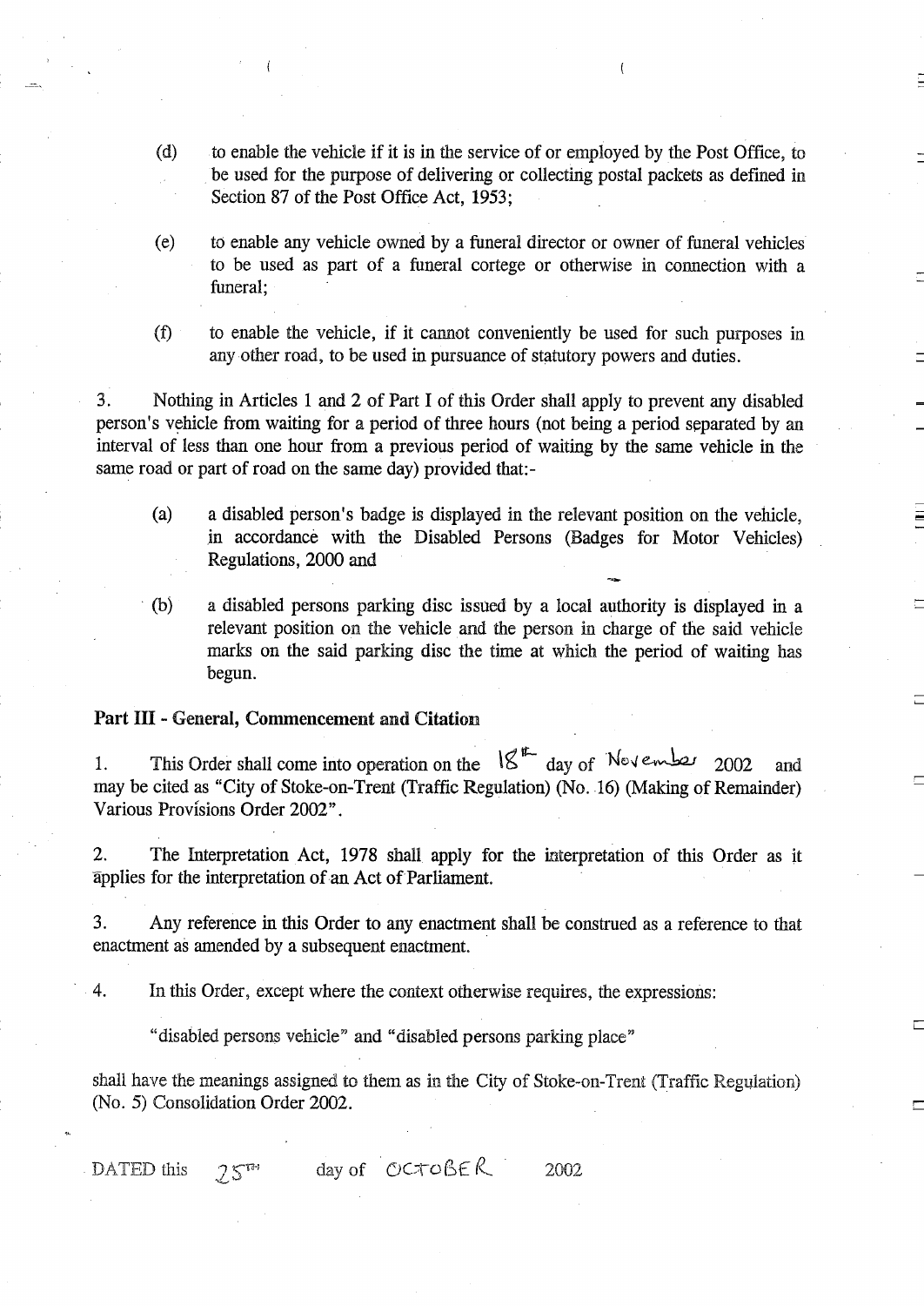(d) to enable the vehicle if it is in the service of or employed by the Post Office, to be used for the purpose of delivering or collecting postal packets as defined in Section 87 of the Post Office Act, 1953;

(e) to enable any vehicle owned by a funeral director or owner of funeral vehicles to be used as part of a funeral cortege or otherwise in connection with a funeral;

(f) to enable the vehicle, if it cannot conveniently be used for such purposes in any other road, to be used in pursuance of statutory powers and duties.

3. Nothing in Articles 1 and 2 of Part I of this Order shall apply to prevent any disabled person's vehicle from waiting for a period of three hours (not being a period separated by an interval of less than one hour from a previous period of waiting by the same vehicle in the same road or part of road on the same day) provided that:-

(a) a disabled person's badge is displayed in the relevant position on the vehicle, in accordance with the Disabled Persons (Badges for Motor Vehicles) Regulations, 2000 and

(b) a disabled persons parking disc issued by a local authority is displayed in a relevant position on the vehicle and the person in charge of the said vehicle marks on the said parking disc the time at which the period of waiting has begun.

**Part III - General, Commencement and Citation**

1. This Order shall come into operation on the 18th day of November 2002 and may be cited as "City of Stoke-on-Trent (Traffic Regulation) (No. 16) (Making of Remainder) Various Provisions Order 2002".

2. The Interpretation Act, 1978 shall apply for the interpretation of this Order as it applies for the interpretation of an Act of Parliament.

3. Any reference in this Order to any enactment shall be construed as a reference to that enactment as amended by a subsequent enactment.

4. In this Order, except where the context otherwise requires, the expressions:

"disabled persons vehicle" and "disabled persons parking place"

shall have the meanings assigned to them as in the City of Stoke-on-Trent (Traffic Regulation) (No. 5) Consolidation Order 2002.

DATED this 25th day of OCTOBER 2002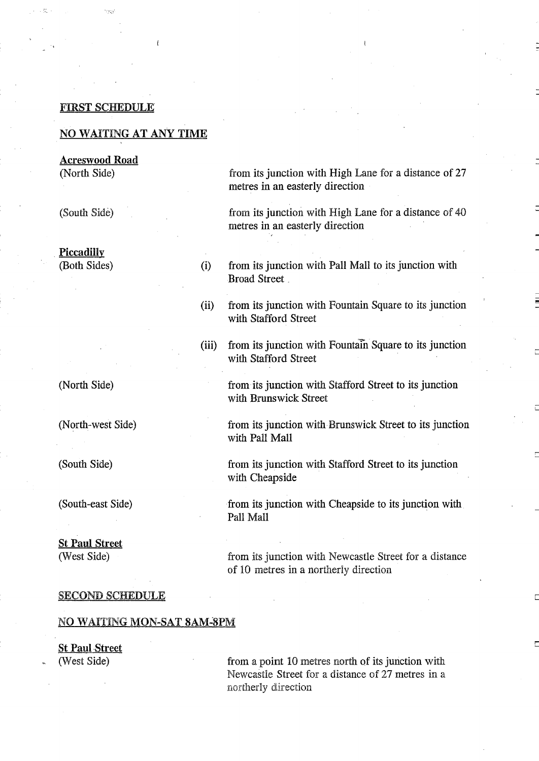**FIRST SCHEDULE**

**NO WAITING AT ANY TIME**

**Acreswood Road**

(North Side) from its junction with High Lane for a distance of 27 metres in an easterly direction

(South Side) from its junction with High Lane for a distance of 40 metres in an easterly direction

**Piccadilly**

(Both Sides)

(i) from its junction with Pall Mall to its junction with Broad Street

(ii) from its junction with Fountain Square to its junction with Stafford Street

(iii) from its junction with Fountain Square to its junction with Stafford Street

(North Side) from its junction with Stafford Street to its junction with Brunswick Street

(North-west Side) from its junction with Brunswick Street to its junction with Pall Mall

(South Side) from its junction with Stafford Street to its junction with Cheapside

(South-east Side) from its junction with Cheapside to its junction with Pall Mall

**St Paul Street**

(West Side) from its junction with Newcastle Street for a distance of 10 metres in a northerly direction

**SECOND SCHEDULE**

**NO WAITING MON-SAT 8AM-8PM**

**St Paul Street**

(West Side) from a point 10 metres north of its junction with Newcastle Street for a distance of 27 metres in a northerly direction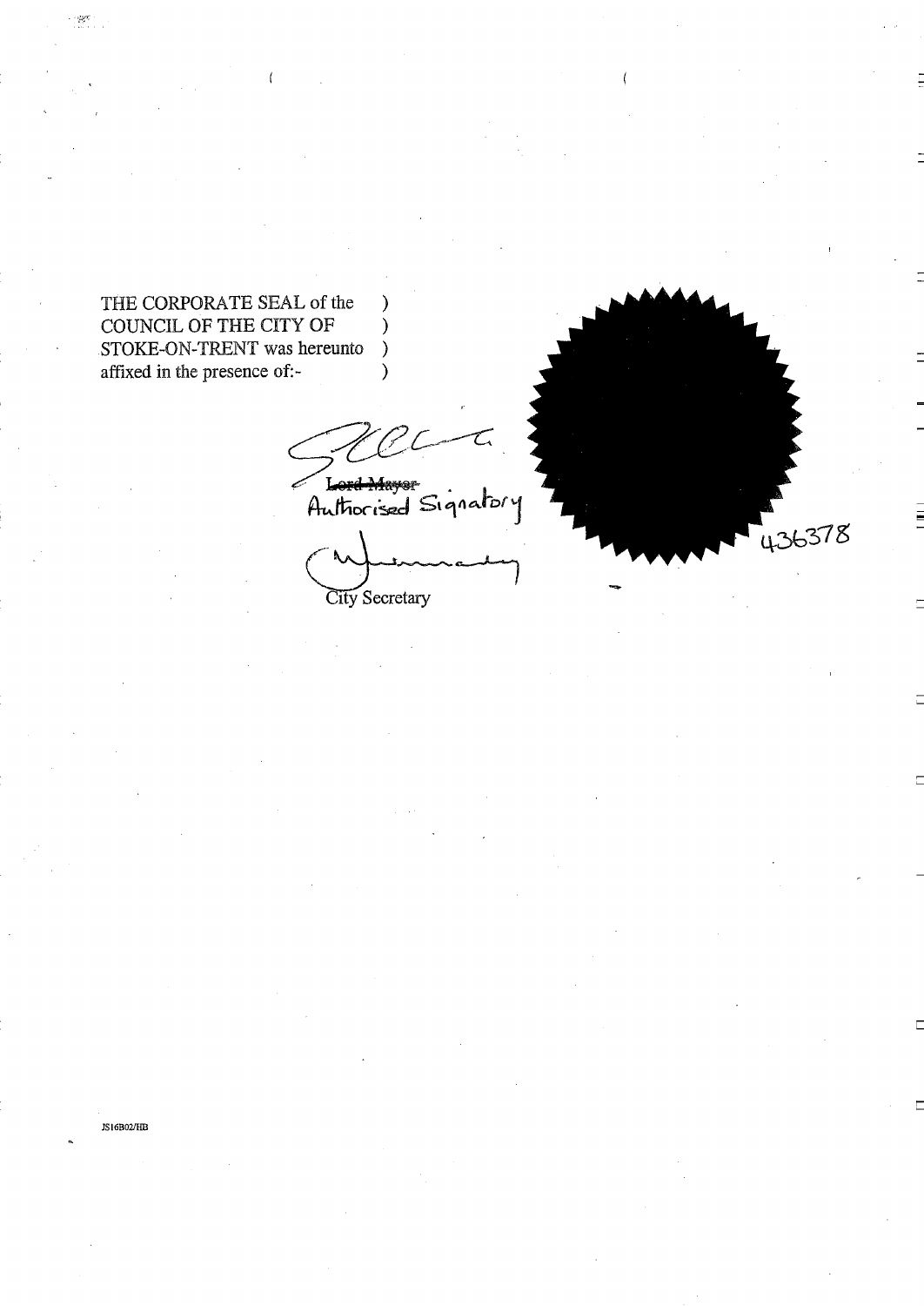THE CORPORATE SEAL of the COUNCIL OF THE CITY OF STOKE-ON-TRENT was hereunto affixed in the presence of:-

~~Lord Mayor~~
Authorised Signatory

City Secretary

436378

JS16B02/HB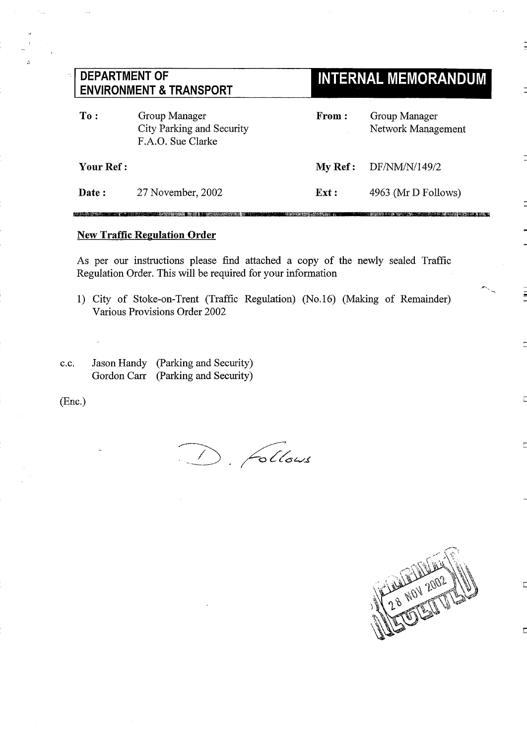**DEPARTMENT OF ENVIRONMENT & TRANSPORT**

# INTERNAL MEMORANDUM

| | | | |
|---|---|---|---|
| **To :** | Group Manager<br>City Parking and Security<br>F.A.O. Sue Clarke | **From :** | Group Manager<br>Network Management |
| **Your Ref :** | | **My Ref :** | DF/NM/N/149/2 |
| **Date :** | 27 November, 2002 | **Ext :** | 4963 (Mr D Follows) |

**New Traffic Regulation Order**

As per our instructions please find attached a copy of the newly sealed Traffic Regulation Order. This will be required for your information

1) City of Stoke-on-Trent (Traffic Regulation) (No.16) (Making of Remainder) Various Provisions Order 2002

c.c. Jason Handy (Parking and Security)
Gordon Carr (Parking and Security)

(Enc.)

D. Follows

RECEIVED 28 NOV 2002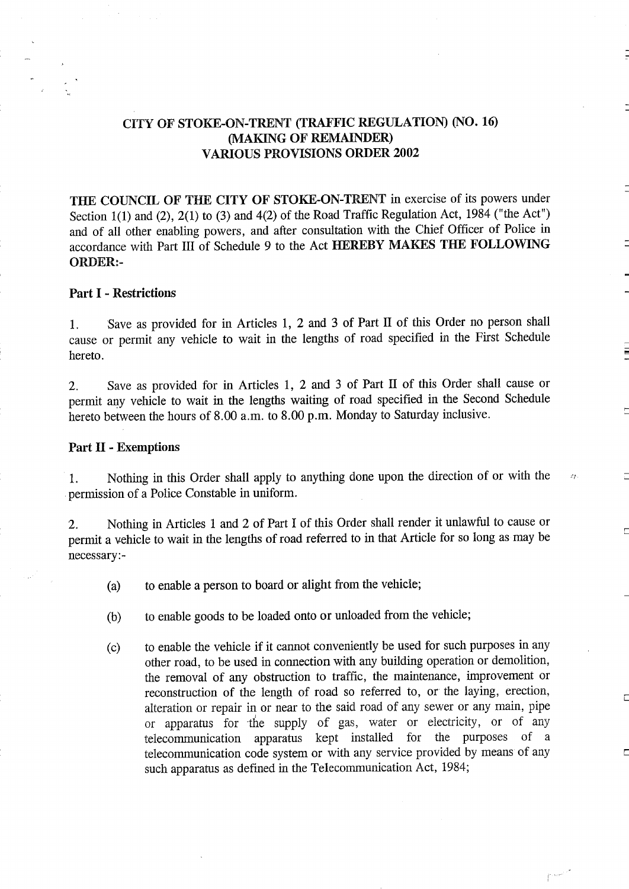# CITY OF STOKE-ON-TRENT (TRAFFIC REGULATION) (NO. 16) (MAKING OF REMAINDER) VARIOUS PROVISIONS ORDER 2002

**THE COUNCIL OF THE CITY OF STOKE-ON-TRENT** in exercise of its powers under Section 1(1) and (2), 2(1) to (3) and 4(2) of the Road Traffic Regulation Act, 1984 ("the Act") and of all other enabling powers, and after consultation with the Chief Officer of Police in accordance with Part III of Schedule 9 to the Act **HEREBY MAKES THE FOLLOWING ORDER:-**

## Part I - Restrictions

1. Save as provided for in Articles 1, 2 and 3 of Part II of this Order no person shall cause or permit any vehicle to wait in the lengths of road specified in the First Schedule hereto.

2. Save as provided for in Articles 1, 2 and 3 of Part II of this Order shall cause or permit any vehicle to wait in the lengths waiting of road specified in the Second Schedule hereto between the hours of 8.00 a.m. to 8.00 p.m. Monday to Saturday inclusive.

## Part II - Exemptions

1. Nothing in this Order shall apply to anything done upon the direction of or with the permission of a Police Constable in uniform.

2. Nothing in Articles 1 and 2 of Part I of this Order shall render it unlawful to cause or permit a vehicle to wait in the lengths of road referred to in that Article for so long as may be necessary:-

   (a) to enable a person to board or alight from the vehicle;

   (b) to enable goods to be loaded onto or unloaded from the vehicle;

   (c) to enable the vehicle if it cannot conveniently be used for such purposes in any other road, to be used in connection with any building operation or demolition, the removal of any obstruction to traffic, the maintenance, improvement or reconstruction of the length of road so referred to, or the laying, erection, alteration or repair in or near to the said road of any sewer or any main, pipe or apparatus for the supply of gas, water or electricity, or of any telecommunication apparatus kept installed for the purposes of a telecommunication code system or with any service provided by means of any such apparatus as defined in the Telecommunication Act, 1984;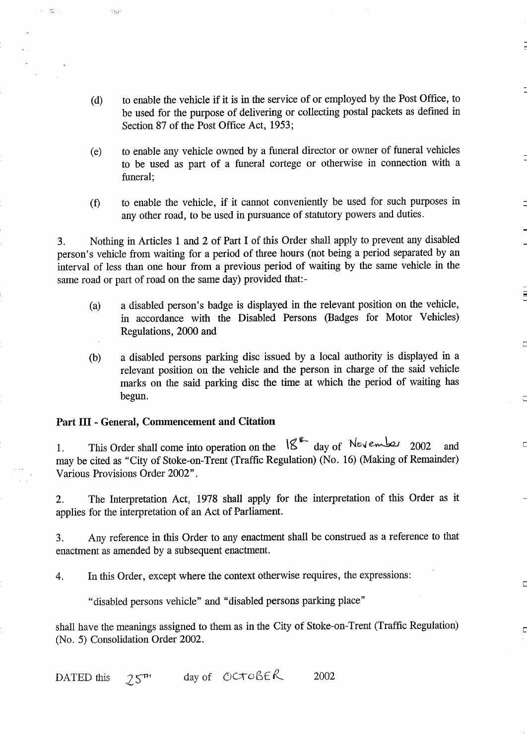(d) to enable the vehicle if it is in the service of or employed by the Post Office, to be used for the purpose of delivering or collecting postal packets as defined in Section 87 of the Post Office Act, 1953;

(e) to enable any vehicle owned by a funeral director or owner of funeral vehicles to be used as part of a funeral cortege or otherwise in connection with a funeral;

(f) to enable the vehicle, if it cannot conveniently be used for such purposes in any other road, to be used in pursuance of statutory powers and duties.

3. Nothing in Articles 1 and 2 of Part I of this Order shall apply to prevent any disabled person's vehicle from waiting for a period of three hours (not being a period separated by an interval of less than one hour from a previous period of waiting by the same vehicle in the same road or part of road on the same day) provided that:-

(a) a disabled person's badge is displayed in the relevant position on the vehicle, in accordance with the Disabled Persons (Badges for Motor Vehicles) Regulations, 2000 and

(b) a disabled persons parking disc issued by a local authority is displayed in a relevant position on the vehicle and the person in charge of the said vehicle marks on the said parking disc the time at which the period of waiting has begun.

**Part III - General, Commencement and Citation**

1. This Order shall come into operation on the 18th day of November 2002 and may be cited as "City of Stoke-on-Trent (Traffic Regulation) (No. 16) (Making of Remainder) Various Provisions Order 2002".

2. The Interpretation Act, 1978 shall apply for the interpretation of this Order as it applies for the interpretation of an Act of Parliament.

3. Any reference in this Order to any enactment shall be construed as a reference to that enactment as amended by a subsequent enactment.

4. In this Order, except where the context otherwise requires, the expressions:

"disabled persons vehicle" and "disabled persons parking place"

shall have the meanings assigned to them as in the City of Stoke-on-Trent (Traffic Regulation) (No. 5) Consolidation Order 2002.

DATED this 25th day of OCTOBER 2002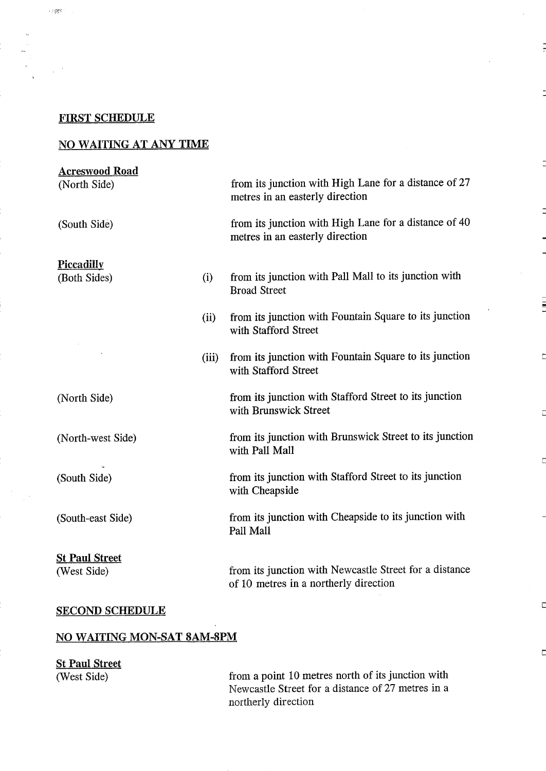## FIRST SCHEDULE

## NO WAITING AT ANY TIME

**Acreswood Road**

| | | |
|---|---|---|
| (North Side) | | from its junction with High Lane for a distance of 27 metres in an easterly direction |
| (South Side) | | from its junction with High Lane for a distance of 40 metres in an easterly direction |

**Piccadilly**

| | | |
|---|---|---|
| (Both Sides) | (i) | from its junction with Pall Mall to its junction with Broad Street |
| | (ii) | from its junction with Fountain Square to its junction with Stafford Street |
| | (iii) | from its junction with Fountain Square to its junction with Stafford Street |
| (North Side) | | from its junction with Stafford Street to its junction with Brunswick Street |
| (North-west Side) | | from its junction with Brunswick Street to its junction with Pall Mall |
| (South Side) | | from its junction with Stafford Street to its junction with Cheapside |
| (South-east Side) | | from its junction with Cheapside to its junction with Pall Mall |

**St Paul Street**

| | | |
|---|---|---|
| (West Side) | | from its junction with Newcastle Street for a distance of 10 metres in a northerly direction |

## SECOND SCHEDULE

## NO WAITING MON-SAT 8AM-8PM

**St Paul Street**

| | |
|---|---|
| (West Side) | from a point 10 metres north of its junction with Newcastle Street for a distance of 27 metres in a northerly direction |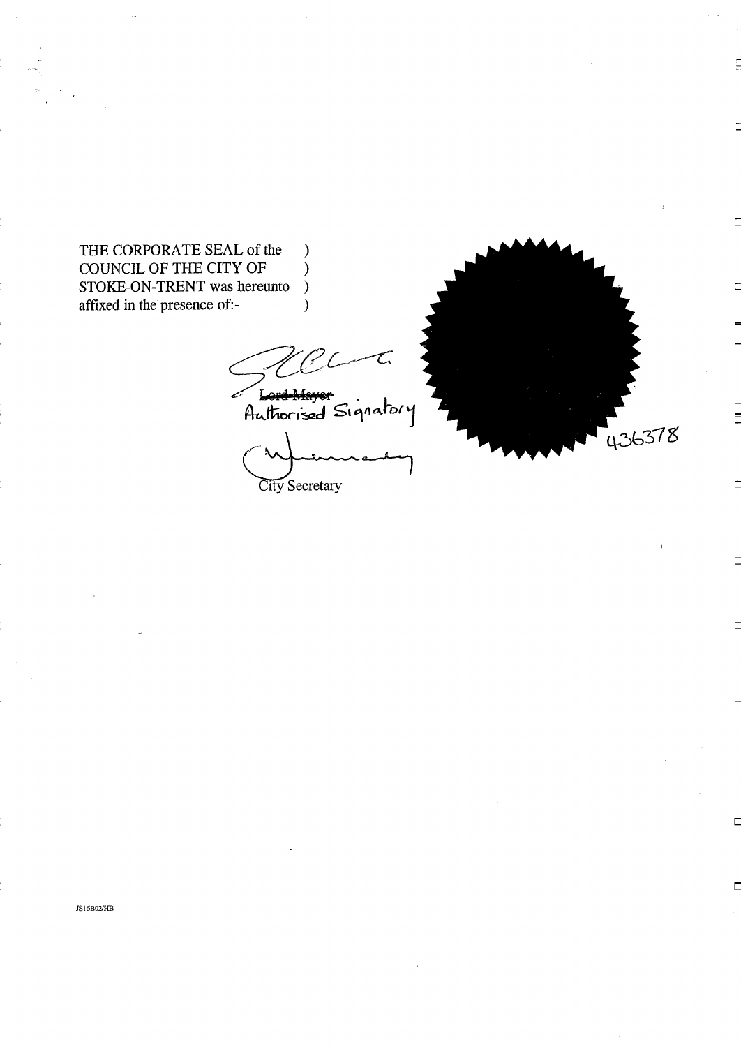THE CORPORATE SEAL of the COUNCIL OF THE CITY OF STOKE-ON-TRENT was hereunto affixed in the presence of:-

~~Lord Mayor~~
Authorised Signatory

City Secretary

436378

JS16B02/HB